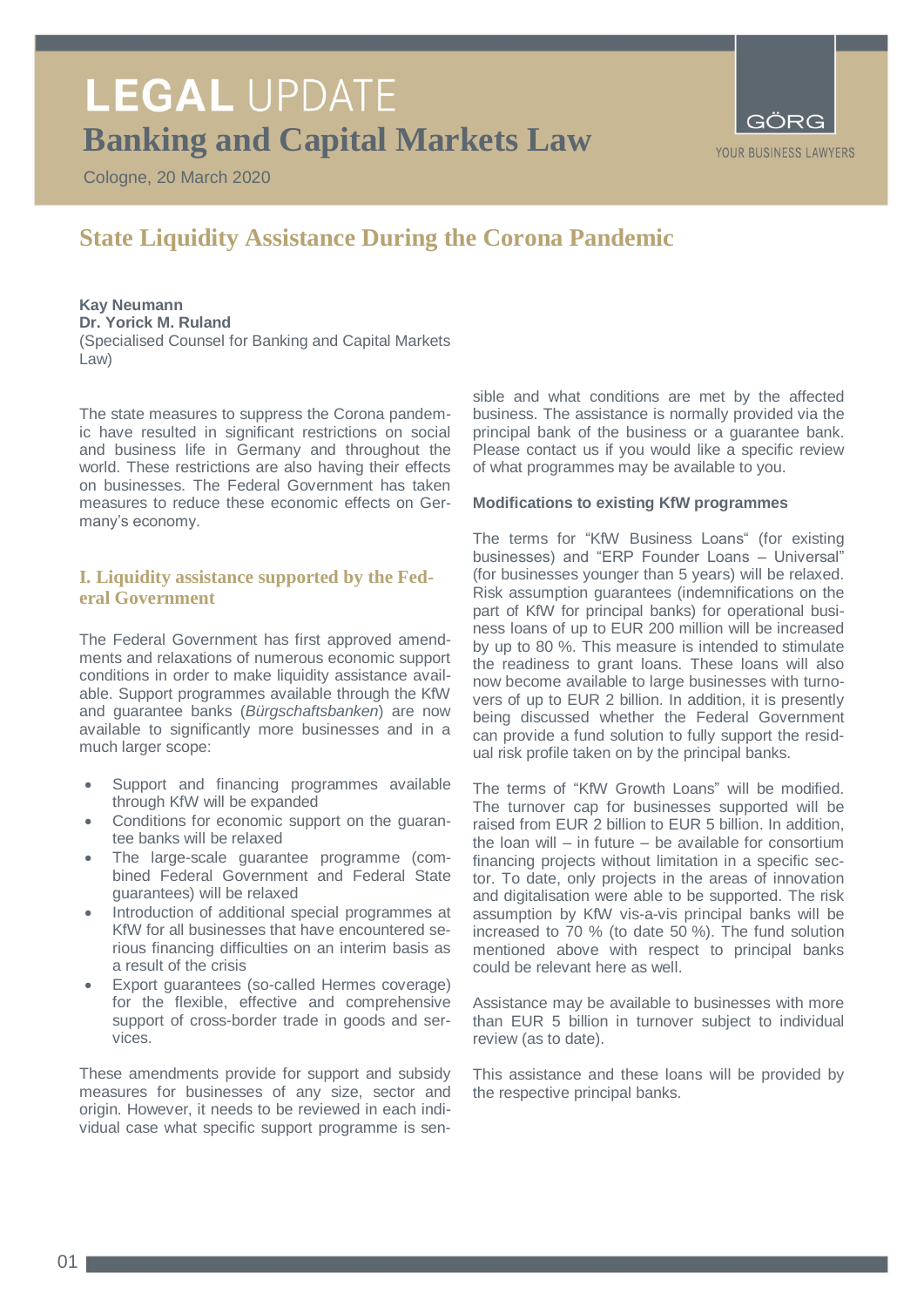# LEGAL UPDATE

## Banking and Capital Markets Law

Cologne, 20 March 2020

GÖRG
YOUR BUSINESS LAWYERS

## State Liquidity Assistance During the Corona Pandemic

**Kay Neumann**
**Dr. Yorick M. Ruland**
(Specialised Counsel for Banking and Capital Markets Law)

The state measures to suppress the Corona pandemic have resulted in significant restrictions on social and business life in Germany and throughout the world. These restrictions are also having their effects on businesses. The Federal Government has taken measures to reduce these economic effects on Germany's economy.

### I. Liquidity assistance supported by the Federal Government

The Federal Government has first approved amendments and relaxations of numerous economic support conditions in order to make liquidity assistance available. Support programmes available through the KfW and guarantee banks (*Bürgschaftsbanken*) are now available to significantly more businesses and in a much larger scope:

- Support and financing programmes available through KfW will be expanded
- Conditions for economic support on the guarantee banks will be relaxed
- The large-scale guarantee programme (combined Federal Government and Federal State guarantees) will be relaxed
- Introduction of additional special programmes at KfW for all businesses that have encountered serious financing difficulties on an interim basis as a result of the crisis
- Export guarantees (so-called Hermes coverage) for the flexible, effective and comprehensive support of cross-border trade in goods and services.

These amendments provide for support and subsidy measures for businesses of any size, sector and origin. However, it needs to be reviewed in each individual case what specific support programme is sensible and what conditions are met by the affected business. The assistance is normally provided via the principal bank of the business or a guarantee bank. Please contact us if you would like a specific review of what programmes may be available to you.

**Modifications to existing KfW programmes**

The terms for "KfW Business Loans" (for existing businesses) and "ERP Founder Loans – Universal" (for businesses younger than 5 years) will be relaxed. Risk assumption guarantees (indemnifications on the part of KfW for principal banks) for operational business loans of up to EUR 200 million will be increased by up to 80 %. This measure is intended to stimulate the readiness to grant loans. These loans will also now become available to large businesses with turnovers of up to EUR 2 billion. In addition, it is presently being discussed whether the Federal Government can provide a fund solution to fully support the residual risk profile taken on by the principal banks.

The terms of "KfW Growth Loans" will be modified. The turnover cap for businesses supported will be raised from EUR 2 billion to EUR 5 billion. In addition, the loan will – in future – be available for consortium financing projects without limitation in a specific sector. To date, only projects in the areas of innovation and digitalisation were able to be supported. The risk assumption by KfW vis-a-vis principal banks will be increased to 70 % (to date 50 %). The fund solution mentioned above with respect to principal banks could be relevant here as well.

Assistance may be available to businesses with more than EUR 5 billion in turnover subject to individual review (as to date).

This assistance and these loans will be provided by the respective principal banks.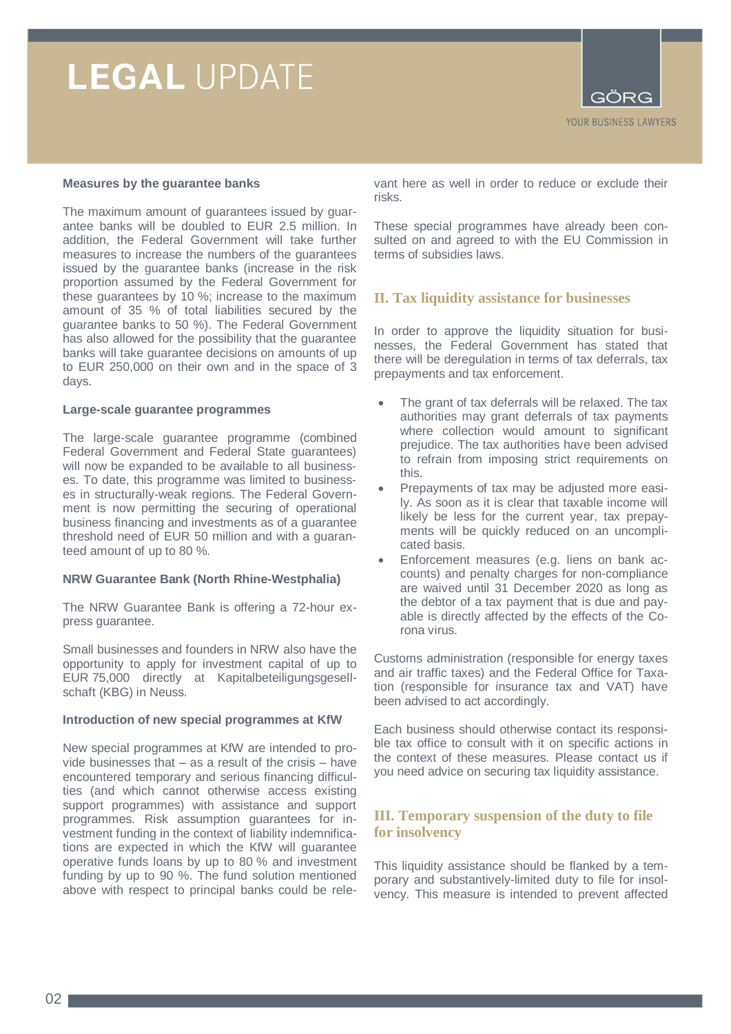### Measures by the guarantee banks

The maximum amount of guarantees issued by guarantee banks will be doubled to EUR 2.5 million. In addition, the Federal Government will take further measures to increase the numbers of the guarantees issued by the guarantee banks (increase in the risk proportion assumed by the Federal Government for these guarantees by 10 %; increase to the maximum amount of 35 % of total liabilities secured by the guarantee banks to 50 %). The Federal Government has also allowed for the possibility that the guarantee banks will take guarantee decisions on amounts of up to EUR 250,000 on their own and in the space of 3 days.

### Large-scale guarantee programmes

The large-scale guarantee programme (combined Federal Government and Federal State guarantees) will now be expanded to be available to all businesses. To date, this programme was limited to businesses in structurally-weak regions. The Federal Government is now permitting the securing of operational business financing and investments as of a guarantee threshold need of EUR 50 million and with a guaranteed amount of up to 80 %.

### NRW Guarantee Bank (North Rhine-Westphalia)

The NRW Guarantee Bank is offering a 72-hour express guarantee.

Small businesses and founders in NRW also have the opportunity to apply for investment capital of up to EUR 75,000 directly at Kapitalbeteiligungsgesellschaft (KBG) in Neuss.

### Introduction of new special programmes at KfW

New special programmes at KfW are intended to provide businesses that – as a result of the crisis – have encountered temporary and serious financing difficulties (and which cannot otherwise access existing support programmes) with assistance and support programmes. Risk assumption guarantees for investment funding in the context of liability indemnifications are expected in which the KfW will guarantee operative funds loans by up to 80 % and investment funding by up to 90 %. The fund solution mentioned above with respect to principal banks could be relevant here as well in order to reduce or exclude their risks.

These special programmes have already been consulted on and agreed to with the EU Commission in terms of subsidies laws.

## II. Tax liquidity assistance for businesses

In order to approve the liquidity situation for businesses, the Federal Government has stated that there will be deregulation in terms of tax deferrals, tax prepayments and tax enforcement.

- The grant of tax deferrals will be relaxed. The tax authorities may grant deferrals of tax payments where collection would amount to significant prejudice. The tax authorities have been advised to refrain from imposing strict requirements on this.
- Prepayments of tax may be adjusted more easily. As soon as it is clear that taxable income will likely be less for the current year, tax prepayments will be quickly reduced on an uncomplicated basis.
- Enforcement measures (e.g. liens on bank accounts) and penalty charges for non-compliance are waived until 31 December 2020 as long as the debtor of a tax payment that is due and payable is directly affected by the effects of the Corona virus.

Customs administration (responsible for energy taxes and air traffic taxes) and the Federal Office for Taxation (responsible for insurance tax and VAT) have been advised to act accordingly.

Each business should otherwise contact its responsible tax office to consult with it on specific actions in the context of these measures. Please contact us if you need advice on securing tax liquidity assistance.

## III. Temporary suspension of the duty to file for insolvency

This liquidity assistance should be flanked by a temporary and substantively-limited duty to file for insolvency. This measure is intended to prevent affected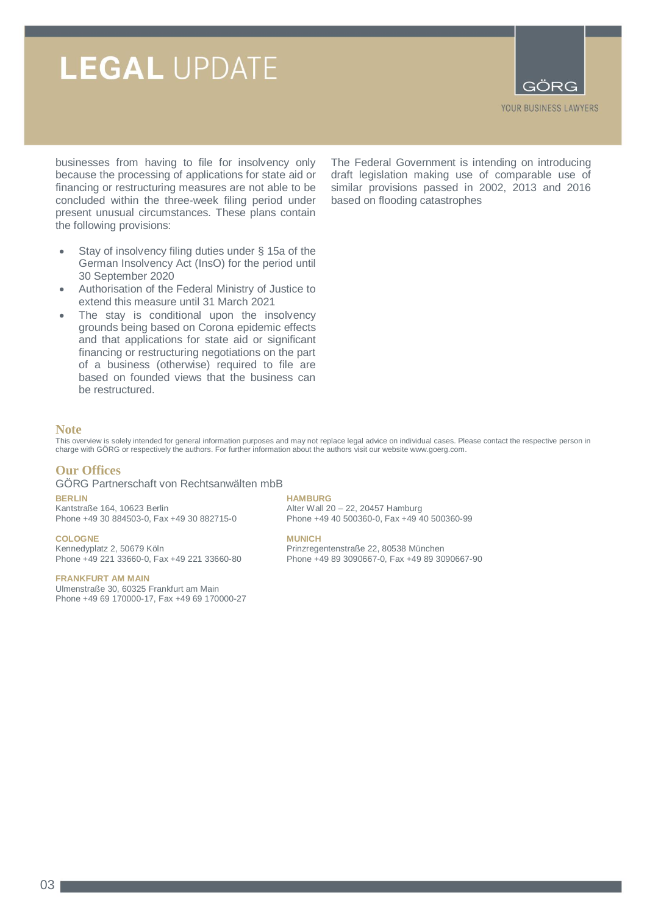businesses from having to file for insolvency only because the processing of applications for state aid or financing or restructuring measures are not able to be concluded within the three-week filing period under present unusual circumstances. These plans contain the following provisions:

- Stay of insolvency filing duties under § 15a of the German Insolvency Act (InsO) for the period until 30 September 2020
- Authorisation of the Federal Ministry of Justice to extend this measure until 31 March 2021
- The stay is conditional upon the insolvency grounds being based on Corona epidemic effects and that applications for state aid or significant financing or restructuring negotiations on the part of a business (otherwise) required to file are based on founded views that the business can be restructured.

The Federal Government is intending on introducing draft legislation making use of comparable use of similar provisions passed in 2002, 2013 and 2016 based on flooding catastrophes

## Note

This overview is solely intended for general information purposes and may not replace legal advice on individual cases. Please contact the respective person in charge with GÖRG or respectively the authors. For further information about the authors visit our website www.goerg.com.

## Our Offices

GÖRG Partnerschaft von Rechtsanwälten mbB

**BERLIN**
Kantstraße 164, 10623 Berlin
Phone +49 30 884503-0, Fax +49 30 882715-0

**COLOGNE**
Kennedyplatz 2, 50679 Köln
Phone +49 221 33660-0, Fax +49 221 33660-80

**FRANKFURT AM MAIN**
Ulmenstraße 30, 60325 Frankfurt am Main
Phone +49 69 170000-17, Fax +49 69 170000-27

**HAMBURG**
Alter Wall 20 – 22, 20457 Hamburg
Phone +49 40 500360-0, Fax +49 40 500360-99

**MUNICH**
Prinzregentenstraße 22, 80538 München
Phone +49 89 3090667-0, Fax +49 89 3090667-90